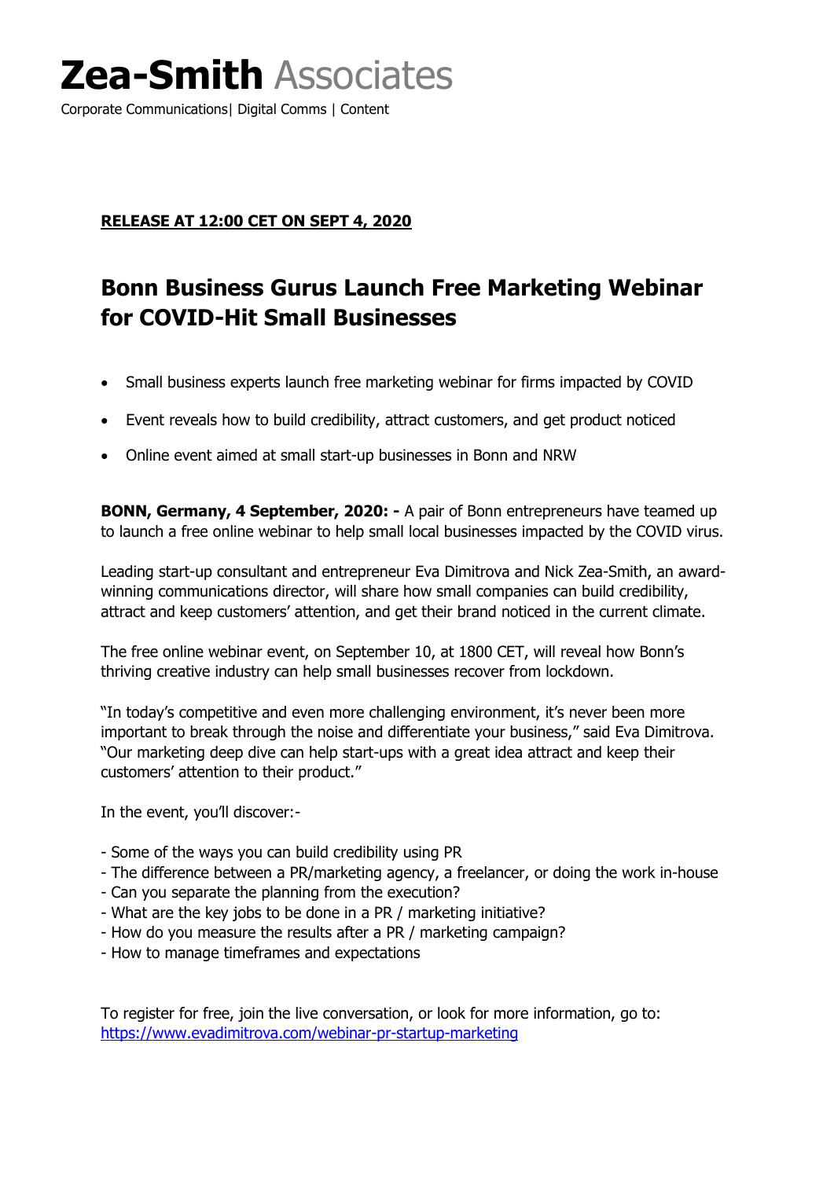# **Zea-Smith** Associates

Corporate Communications| Digital Comms | Content

**RELEASE AT 12:00 CET ON SEPT 4, 2020**

## Bonn Business Gurus Launch Free Marketing Webinar for COVID-Hit Small Businesses

- Small business experts launch free marketing webinar for firms impacted by COVID
- Event reveals how to build credibility, attract customers, and get product noticed
- Online event aimed at small start-up businesses in Bonn and NRW

**BONN, Germany, 4 September, 2020: -** A pair of Bonn entrepreneurs have teamed up to launch a free online webinar to help small local businesses impacted by the COVID virus.

Leading start-up consultant and entrepreneur Eva Dimitrova and Nick Zea-Smith, an award-winning communications director, will share how small companies can build credibility, attract and keep customers' attention, and get their brand noticed in the current climate.

The free online webinar event, on September 10, at 1800 CET, will reveal how Bonn's thriving creative industry can help small businesses recover from lockdown.

"In today's competitive and even more challenging environment, it's never been more important to break through the noise and differentiate your business," said Eva Dimitrova. "Our marketing deep dive can help start-ups with a great idea attract and keep their customers' attention to their product."

In the event, you'll discover:-

- Some of the ways you can build credibility using PR
- The difference between a PR/marketing agency, a freelancer, or doing the work in-house
- Can you separate the planning from the execution?
- What are the key jobs to be done in a PR / marketing initiative?
- How do you measure the results after a PR / marketing campaign?
- How to manage timeframes and expectations

To register for free, join the live conversation, or look for more information, go to: https://www.evadimitrova.com/webinar-pr-startup-marketing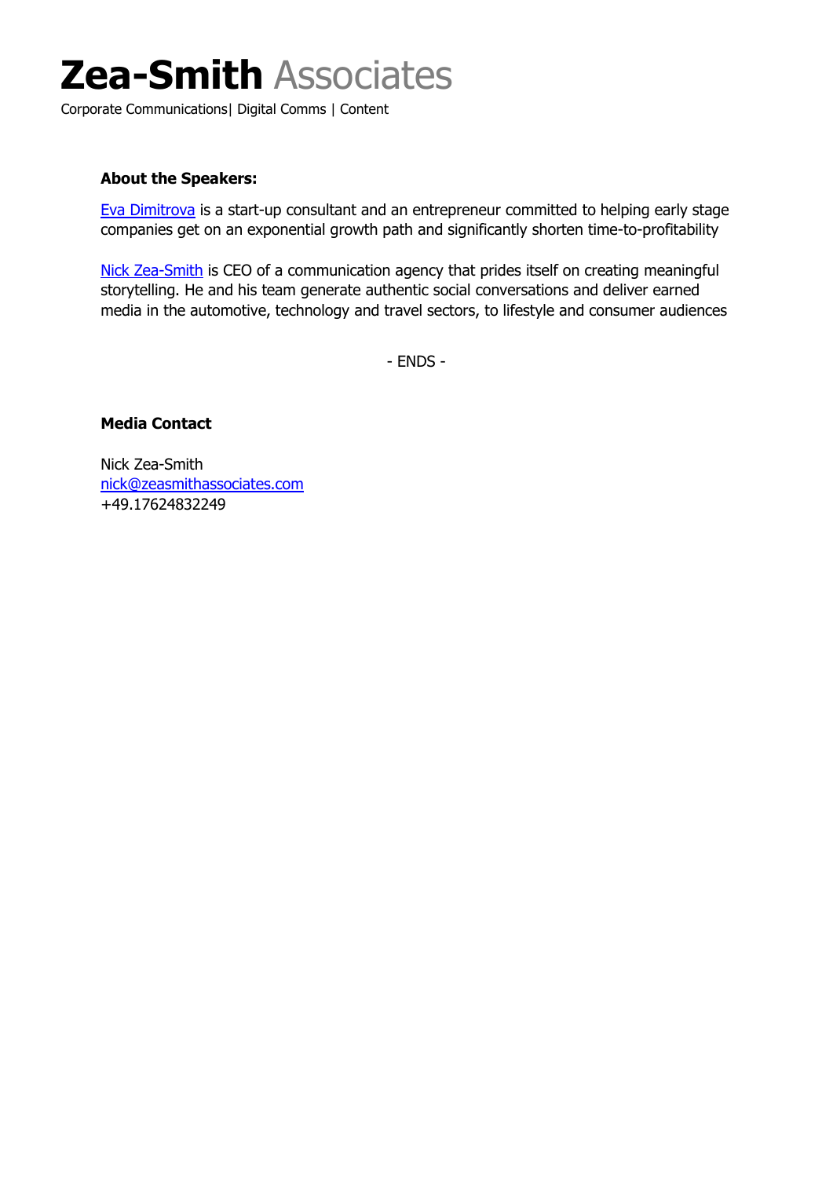# **Zea-Smith** Associates

Corporate Communications| Digital Comms | Content

**About the Speakers:**

Eva Dimitrova is a start-up consultant and an entrepreneur committed to helping early stage companies get on an exponential growth path and significantly shorten time-to-profitability

Nick Zea-Smith is CEO of a communication agency that prides itself on creating meaningful storytelling. He and his team generate authentic social conversations and deliver earned media in the automotive, technology and travel sectors, to lifestyle and consumer audiences

- ENDS -

**Media Contact**

Nick Zea-Smith
nick@zeasmithassociates.com
+49.17624832249